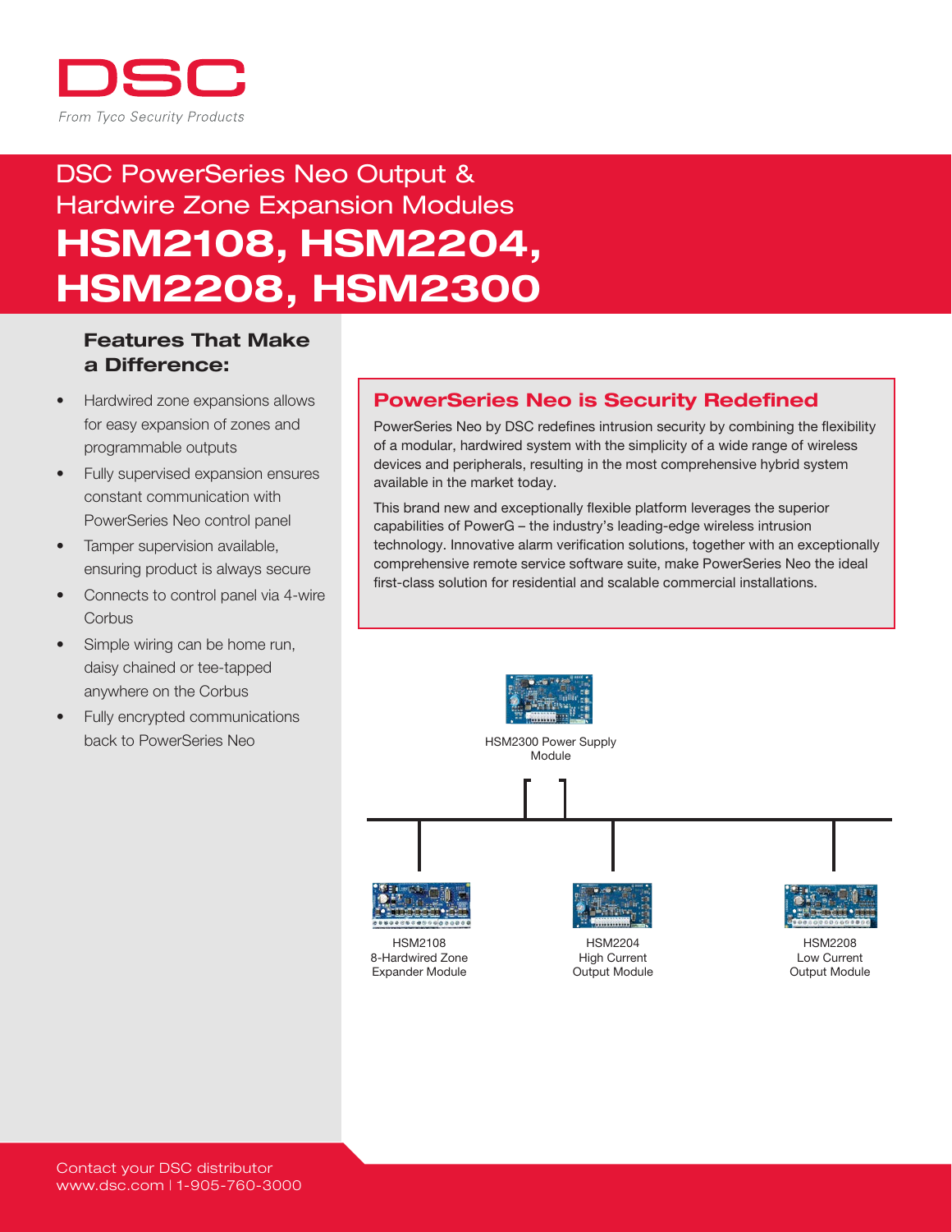DSC

*From Tyco Security Products*

# DSC PowerSeries Neo Output & Hardwire Zone Expansion Modules

# HSM2108, HSM2204, HSM2208, HSM2300

## Features That Make a Difference:

- Hardwired zone expansions allows for easy expansion of zones and programmable outputs
- Fully supervised expansion ensures constant communication with PowerSeries Neo control panel
- Tamper supervision available, ensuring product is always secure
- Connects to control panel via 4-wire Corbus
- Simple wiring can be home run, daisy chained or tee-tapped anywhere on the Corbus
- Fully encrypted communications back to PowerSeries Neo

## PowerSeries Neo is Security Redefined

PowerSeries Neo by DSC redefines intrusion security by combining the flexibility of a modular, hardwired system with the simplicity of a wide range of wireless devices and peripherals, resulting in the most comprehensive hybrid system available in the market today.

This brand new and exceptionally flexible platform leverages the superior capabilities of PowerG – the industry's leading-edge wireless intrusion technology. Innovative alarm verification solutions, together with an exceptionally comprehensive remote service software suite, make PowerSeries Neo the ideal first-class solution for residential and scalable commercial installations.

HSM2300 Power Supply Module

HSM2108 8-Hardwired Zone Expander Module

HSM2204 High Current Output Module

HSM2208 Low Current Output Module

Contact your DSC distributor
www.dsc.com | 1-905-760-3000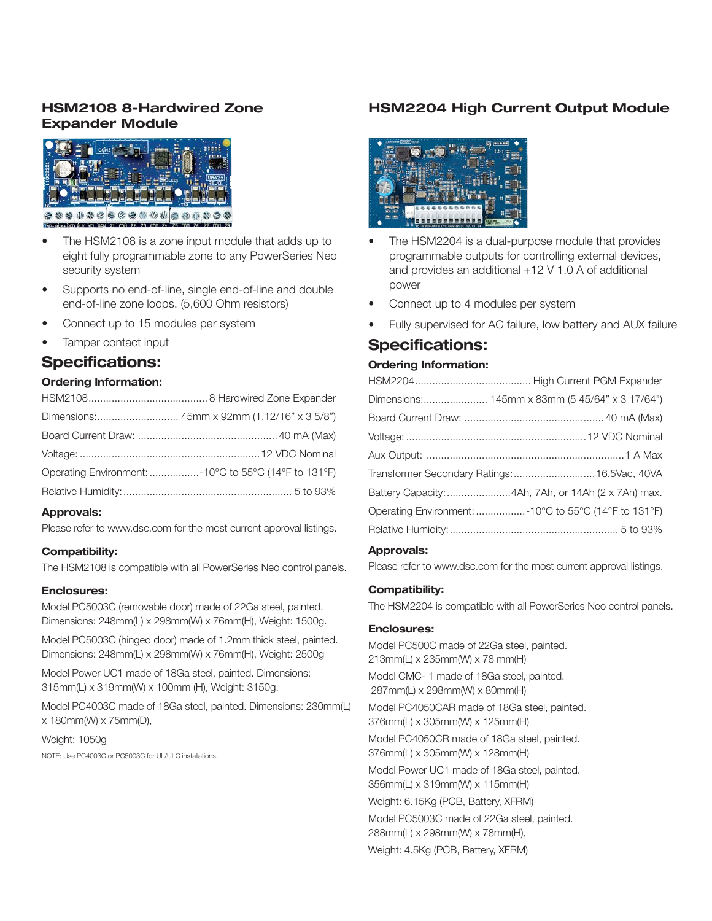## HSM2108 8-Hardwired Zone Expander Module

- The HSM2108 is a zone input module that adds up to eight fully programmable zone to any PowerSeries Neo security system
- Supports no end-of-line, single end-of-line and double end-of-line zone loops. (5,600 Ohm resistors)
- Connect up to 15 modules per system
- Tamper contact input

### Specifications:

#### Ordering Information:

HSM2108.......................................... 8 Hardwired Zone Expander

Dimensions:............................ 45mm x 92mm (1.12/16" x 3 5/8")

Board Current Draw: ............................................... 40 mA (Max)

Voltage: ............................................................. 12 VDC Nominal

Operating Environment: .................-10°C to 55°C (14°F to 131°F)

Relative Humidity:.......................................................... 5 to 93%

#### Approvals:

Please refer to www.dsc.com for the most current approval listings.

#### Compatibility:

The HSM2108 is compatible with all PowerSeries Neo control panels.

#### Enclosures:

Model PC5003C (removable door) made of 22Ga steel, painted. Dimensions: 248mm(L) x 298mm(W) x 76mm(H), Weight: 1500g.

Model PC5003C (hinged door) made of 1.2mm thick steel, painted. Dimensions: 248mm(L) x 298mm(W) x 76mm(H), Weight: 2500g

Model Power UC1 made of 18Ga steel, painted. Dimensions: 315mm(L) x 319mm(W) x 100mm (H), Weight: 3150g.

Model PC4003C made of 18Ga steel, painted. Dimensions: 230mm(L) x 180mm(W) x 75mm(D),

Weight: 1050g

NOTE: Use PC4003C or PC5003C for UL/ULC installations.

## HSM2204 High Current Output Module

- The HSM2204 is a dual-purpose module that provides programmable outputs for controlling external devices, and provides an additional +12 V 1.0 A of additional power
- Connect up to 4 modules per system
- Fully supervised for AC failure, low battery and AUX failure

### Specifications:

#### Ordering Information:

HSM2204........................................ High Current PGM Expander

Dimensions:...................... 145mm x 83mm (5 45/64" x 3 17/64")

Board Current Draw: ............................................... 40 mA (Max)

Voltage: ............................................................. 12 VDC Nominal

Aux Output: ................................................................... 1 A Max

Transformer Secondary Ratings:............................16.5Vac, 40VA

Battery Capacity:......................4Ah, 7Ah, or 14Ah (2 x 7Ah) max.

Operating Environment: .................-10°C to 55°C (14°F to 131°F)

Relative Humidity:.......................................................... 5 to 93%

#### Approvals:

Please refer to www.dsc.com for the most current approval listings.

#### Compatibility:

The HSM2204 is compatible with all PowerSeries Neo control panels.

#### Enclosures:

Model PC500C made of 22Ga steel, painted. 213mm(L) x 235mm(W) x 78 mm(H)

Model CMC- 1 made of 18Ga steel, painted. 287mm(L) x 298mm(W) x 80mm(H)

Model PC4050CAR made of 18Ga steel, painted. 376mm(L) x 305mm(W) x 125mm(H)

Model PC4050CR made of 18Ga steel, painted. 376mm(L) x 305mm(W) x 128mm(H)

Model Power UC1 made of 18Ga steel, painted. 356mm(L) x 319mm(W) x 115mm(H)

Weight: 6.15Kg (PCB, Battery, XFRM)

Model PC5003C made of 22Ga steel, painted. 288mm(L) x 298mm(W) x 78mm(H),

Weight: 4.5Kg (PCB, Battery, XFRM)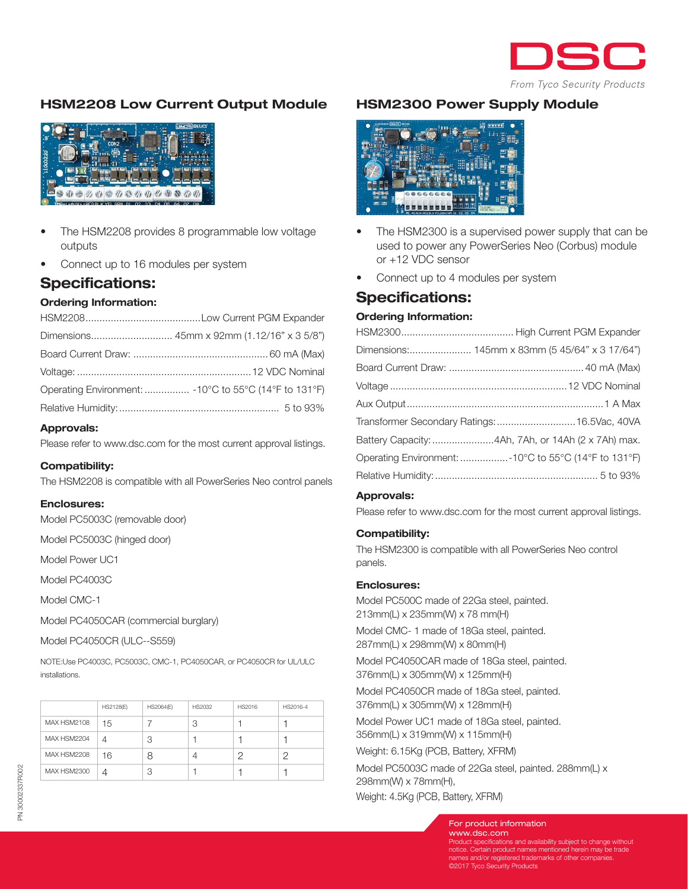DSC

*From Tyco Security Products*

## HSM2208 Low Current Output Module

- The HSM2208 provides 8 programmable low voltage outputs
- Connect up to 16 modules per system

## Specifications:

### Ordering Information:

HSM2208.........................................Low Current PGM Expander

Dimensions............................. 45mm x 92mm (1.12/16" x 3 5/8")

Board Current Draw: ............................................... 60 mA (Max)

Voltage: .............................................................12 VDC Nominal

Operating Environment: ................ -10°C to 55°C (14°F to 131°F)

Relative Humidity:........................................................ 5 to 93%

### Approvals:

Please refer to www.dsc.com for the most current approval listings.

### Compatibility:

The HSM2208 is compatible with all PowerSeries Neo control panels

### Enclosures:

Model PC5003C (removable door)

Model PC5003C (hinged door)

Model Power UC1

Model PC4003C

Model CMC-1

Model PC4050CAR (commercial burglary)

Model PC4050CR (ULC--S559)

NOTE:Use PC4003C, PC5003C, CMC-1, PC4050CAR, or PC4050CR for UL/ULC installations.

| | HS2128(E) | HS2064(E) | HS2032 | HS2016 | HS2016-4 |
|---|---|---|---|---|---|
| MAX HSM2108 | 15 | 7 | 3 | 1 | 1 |
| MAX HSM2204 | 4 | 3 | 1 | 1 | 1 |
| MAX HSM2208 | 16 | 8 | 4 | 2 | 2 |
| MAX HSM2300 | 4 | 3 | 1 | 1 | 1 |

## HSM2300 Power Supply Module

- The HSM2300 is a supervised power supply that can be used to power any PowerSeries Neo (Corbus) module or +12 VDC sensor
- Connect up to 4 modules per system

## Specifications:

### Ordering Information:

HSM2300....................................... High Current PGM Expander

Dimensions:...................... 145mm x 83mm (5 45/64" x 3 17/64")

Board Current Draw: ............................................... 40 mA (Max)

Voltage ..............................................................12 VDC Nominal

Aux Output.....................................................................1 A Max

Transformer Secondary Ratings:............................16.5Vac, 40VA

Battery Capacity:......................4Ah, 7Ah, or 14Ah (2 x 7Ah) max.

Operating Environment: .................-10°C to 55°C (14°F to 131°F)

Relative Humidity:......................................................... 5 to 93%

### Approvals:

Please refer to www.dsc.com for the most current approval listings.

### Compatibility:

The HSM2300 is compatible with all PowerSeries Neo control panels.

### Enclosures:

Model PC500C made of 22Ga steel, painted. 213mm(L) x 235mm(W) x 78 mm(H)

Model CMC- 1 made of 18Ga steel, painted. 287mm(L) x 298mm(W) x 80mm(H)

Model PC4050CAR made of 18Ga steel, painted. 376mm(L) x 305mm(W) x 125mm(H)

Model PC4050CR made of 18Ga steel, painted. 376mm(L) x 305mm(W) x 128mm(H)

Model Power UC1 made of 18Ga steel, painted. 356mm(L) x 319mm(W) x 115mm(H)

Weight: 6.15Kg (PCB, Battery, XFRM)

Model PC5003C made of 22Ga steel, painted. 288mm(L) x 298mm(W) x 78mm(H),

Weight: 4.5Kg (PCB, Battery, XFRM)

For product information
www.dsc.com
Product specifications and availability subject to change without notice. Certain product names mentioned herein may be trade names and/or registered trademarks of other companies.
©2017 Tyco Security Products

PN 30002337R002